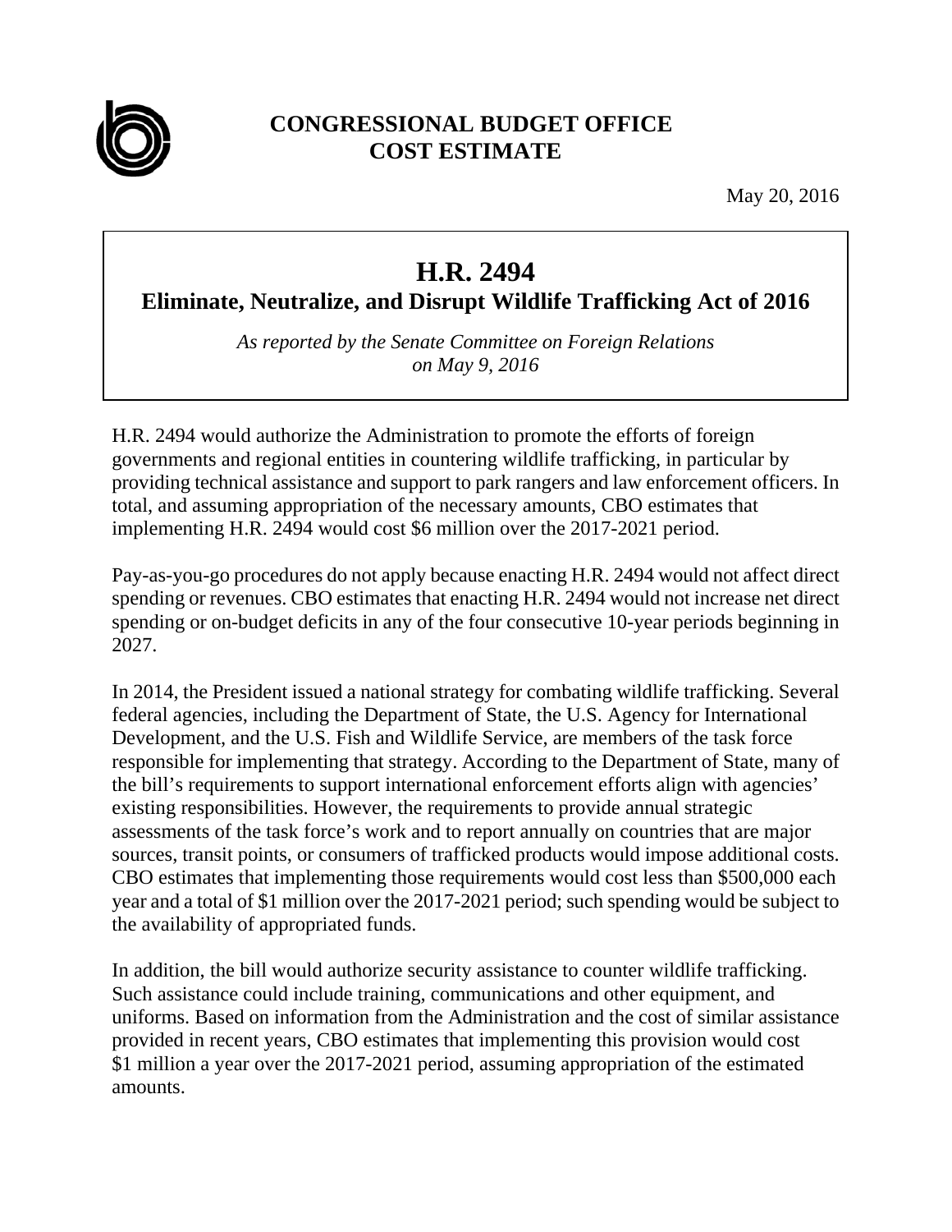**CONGRESSIONAL BUDGET OFFICE**
**COST ESTIMATE**

May 20, 2016

# H.R. 2494

## Eliminate, Neutralize, and Disrupt Wildlife Trafficking Act of 2016

*As reported by the Senate Committee on Foreign Relations on May 9, 2016*

H.R. 2494 would authorize the Administration to promote the efforts of foreign governments and regional entities in countering wildlife trafficking, in particular by providing technical assistance and support to park rangers and law enforcement officers. In total, and assuming appropriation of the necessary amounts, CBO estimates that implementing H.R. 2494 would cost $6 million over the 2017-2021 period.

Pay-as-you-go procedures do not apply because enacting H.R. 2494 would not affect direct spending or revenues. CBO estimates that enacting H.R. 2494 would not increase net direct spending or on-budget deficits in any of the four consecutive 10-year periods beginning in 2027.

In 2014, the President issued a national strategy for combating wildlife trafficking. Several federal agencies, including the Department of State, the U.S. Agency for International Development, and the U.S. Fish and Wildlife Service, are members of the task force responsible for implementing that strategy. According to the Department of State, many of the bill's requirements to support international enforcement efforts align with agencies' existing responsibilities. However, the requirements to provide annual strategic assessments of the task force's work and to report annually on countries that are major sources, transit points, or consumers of trafficked products would impose additional costs. CBO estimates that implementing those requirements would cost less than $500,000 each year and a total of $1 million over the 2017-2021 period; such spending would be subject to the availability of appropriated funds.

In addition, the bill would authorize security assistance to counter wildlife trafficking. Such assistance could include training, communications and other equipment, and uniforms. Based on information from the Administration and the cost of similar assistance provided in recent years, CBO estimates that implementing this provision would cost $1 million a year over the 2017-2021 period, assuming appropriation of the estimated amounts.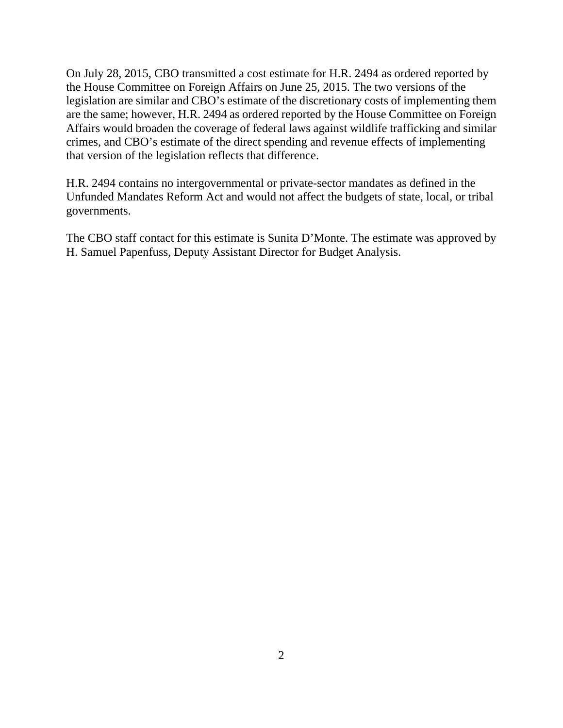On July 28, 2015, CBO transmitted a cost estimate for H.R. 2494 as ordered reported by the House Committee on Foreign Affairs on June 25, 2015. The two versions of the legislation are similar and CBO's estimate of the discretionary costs of implementing them are the same; however, H.R. 2494 as ordered reported by the House Committee on Foreign Affairs would broaden the coverage of federal laws against wildlife trafficking and similar crimes, and CBO's estimate of the direct spending and revenue effects of implementing that version of the legislation reflects that difference.

H.R. 2494 contains no intergovernmental or private-sector mandates as defined in the Unfunded Mandates Reform Act and would not affect the budgets of state, local, or tribal governments.

The CBO staff contact for this estimate is Sunita D'Monte. The estimate was approved by H. Samuel Papenfuss, Deputy Assistant Director for Budget Analysis.